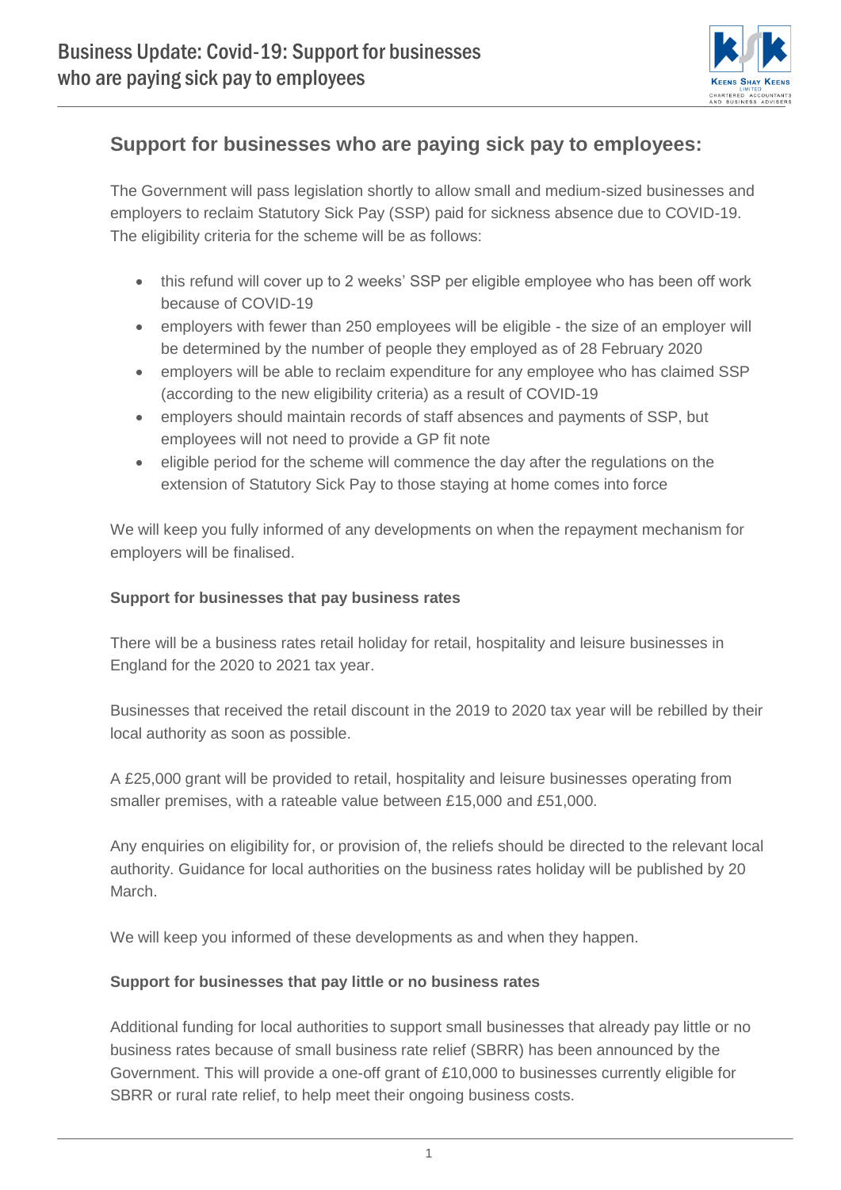# Business Update: Covid-19: Support for businesses who are paying sick pay to employees

## Support for businesses who are paying sick pay to employees:

The Government will pass legislation shortly to allow small and medium-sized businesses and employers to reclaim Statutory Sick Pay (SSP) paid for sickness absence due to COVID-19. The eligibility criteria for the scheme will be as follows:

- this refund will cover up to 2 weeks' SSP per eligible employee who has been off work because of COVID-19
- employers with fewer than 250 employees will be eligible - the size of an employer will be determined by the number of people they employed as of 28 February 2020
- employers will be able to reclaim expenditure for any employee who has claimed SSP (according to the new eligibility criteria) as a result of COVID-19
- employers should maintain records of staff absences and payments of SSP, but employees will not need to provide a GP fit note
- eligible period for the scheme will commence the day after the regulations on the extension of Statutory Sick Pay to those staying at home comes into force

We will keep you fully informed of any developments on when the repayment mechanism for employers will be finalised.

**Support for businesses that pay business rates**

There will be a business rates retail holiday for retail, hospitality and leisure businesses in England for the 2020 to 2021 tax year.

Businesses that received the retail discount in the 2019 to 2020 tax year will be rebilled by their local authority as soon as possible.

A £25,000 grant will be provided to retail, hospitality and leisure businesses operating from smaller premises, with a rateable value between £15,000 and £51,000.

Any enquiries on eligibility for, or provision of, the reliefs should be directed to the relevant local authority. Guidance for local authorities on the business rates holiday will be published by 20 March.

We will keep you informed of these developments as and when they happen.

**Support for businesses that pay little or no business rates**

Additional funding for local authorities to support small businesses that already pay little or no business rates because of small business rate relief (SBRR) has been announced by the Government. This will provide a one-off grant of £10,000 to businesses currently eligible for SBRR or rural rate relief, to help meet their ongoing business costs.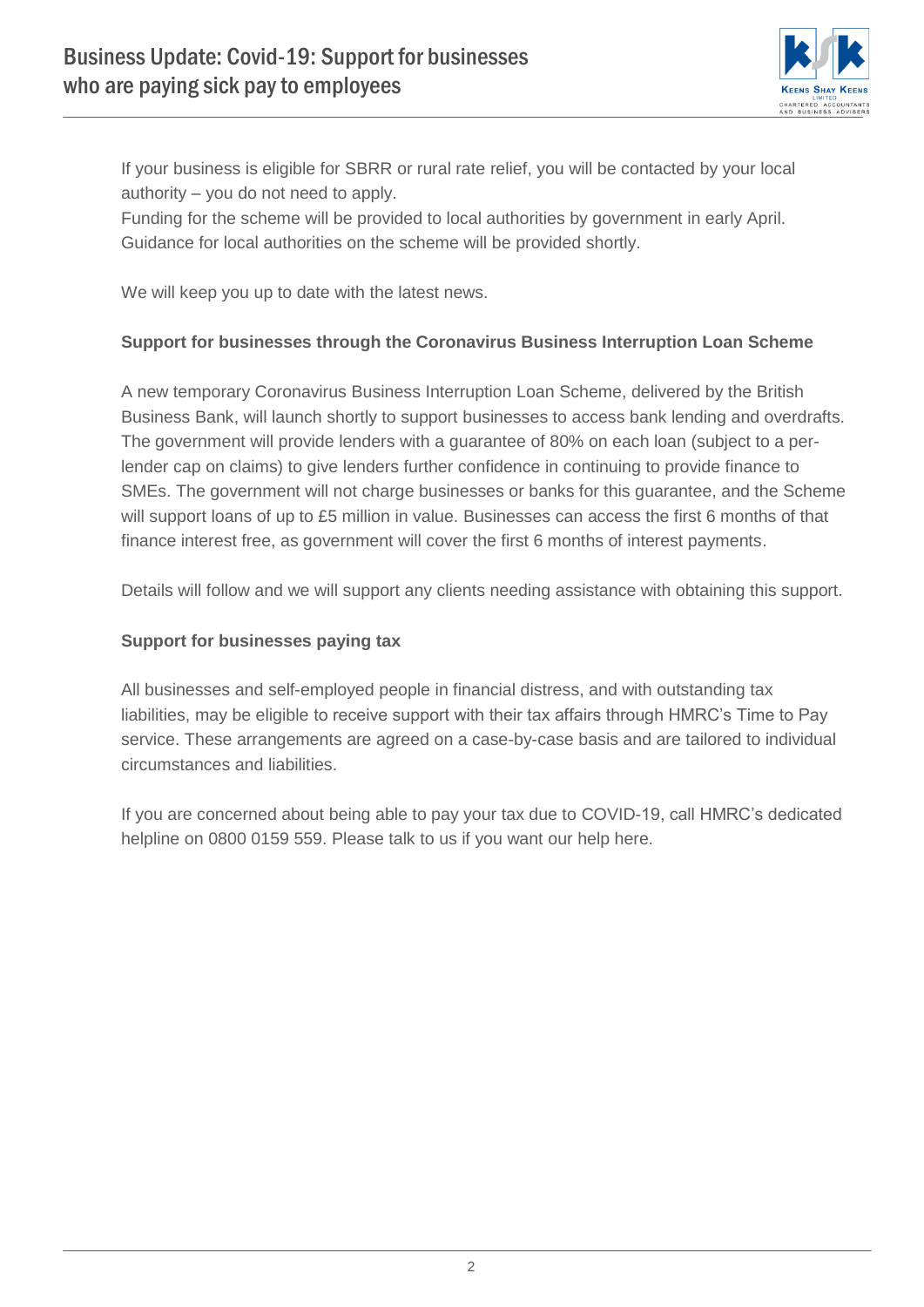If your business is eligible for SBRR or rural rate relief, you will be contacted by your local authority – you do not need to apply.
Funding for the scheme will be provided to local authorities by government in early April. Guidance for local authorities on the scheme will be provided shortly.

We will keep you up to date with the latest news.

**Support for businesses through the Coronavirus Business Interruption Loan Scheme**

A new temporary Coronavirus Business Interruption Loan Scheme, delivered by the British Business Bank, will launch shortly to support businesses to access bank lending and overdrafts. The government will provide lenders with a guarantee of 80% on each loan (subject to a per-lender cap on claims) to give lenders further confidence in continuing to provide finance to SMEs. The government will not charge businesses or banks for this guarantee, and the Scheme will support loans of up to £5 million in value. Businesses can access the first 6 months of that finance interest free, as government will cover the first 6 months of interest payments.

Details will follow and we will support any clients needing assistance with obtaining this support.

**Support for businesses paying tax**

All businesses and self-employed people in financial distress, and with outstanding tax liabilities, may be eligible to receive support with their tax affairs through HMRC's Time to Pay service. These arrangements are agreed on a case-by-case basis and are tailored to individual circumstances and liabilities.

If you are concerned about being able to pay your tax due to COVID-19, call HMRC's dedicated helpline on 0800 0159 559. Please talk to us if you want our help here.